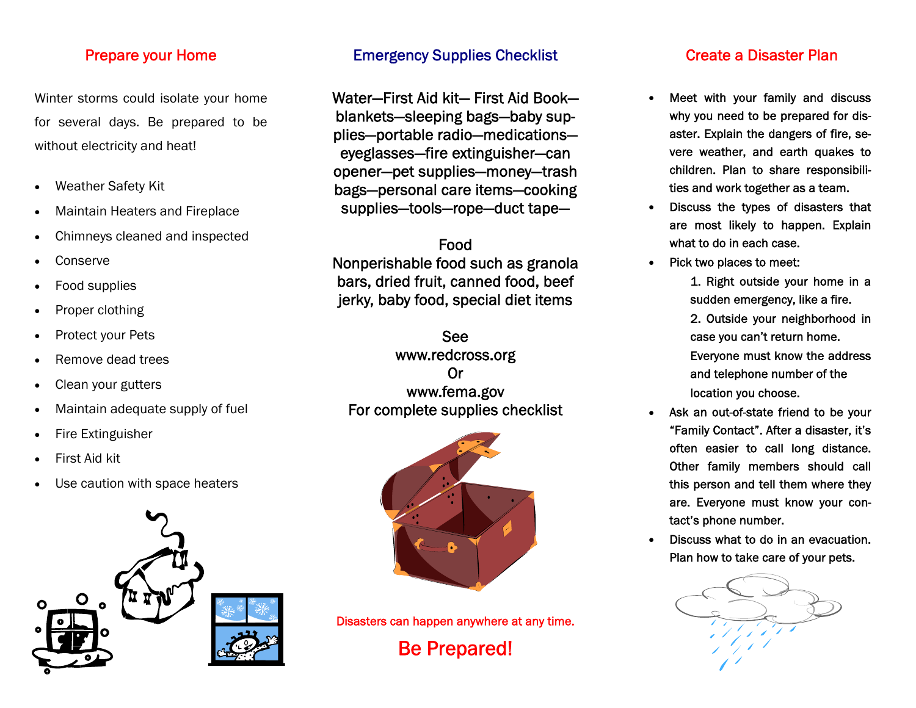## Prepare your Home

Winter storms could isolate your home for several days. Be prepared to be without electricity and heat!

- Weather Safety Kit
- Maintain Heaters and Fireplace
- Chimneys cleaned and inspected
- Conserve
- Food supplies
- Proper clothing
- Protect your Pets
- Remove dead trees
- Clean your gutters
- Maintain adequate supply of fuel
- Fire Extinguisher
- First Aid kit
- Use caution with space heaters

## Emergency Supplies Checklist

Water—First Aid kit— First Aid Book—blankets—sleeping bags—baby supplies—portable radio—medications—eyeglasses—fire extinguisher—can opener—pet supplies—money—trash bags—personal care items—cooking supplies—tools—rope—duct tape—

Food
Nonperishable food such as granola bars, dried fruit, canned food, beef jerky, baby food, special diet items

See
www.redcross.org
Or
www.fema.gov
For complete supplies checklist

Disasters can happen anywhere at any time.

**Be Prepared!**

## Create a Disaster Plan

- Meet with your family and discuss why you need to be prepared for disaster. Explain the dangers of fire, severe weather, and earth quakes to children. Plan to share responsibilities and work together as a team.
- Discuss the types of disasters that are most likely to happen. Explain what to do in each case.
- Pick two places to meet:
  1. Right outside your home in a sudden emergency, like a fire.
  2. Outside your neighborhood in case you can't return home.

  Everyone must know the address and telephone number of the location you choose.
- Ask an out-of-state friend to be your "Family Contact". After a disaster, it's often easier to call long distance. Other family members should call this person and tell them where they are. Everyone must know your contact's phone number.
- Discuss what to do in an evacuation. Plan how to take care of your pets.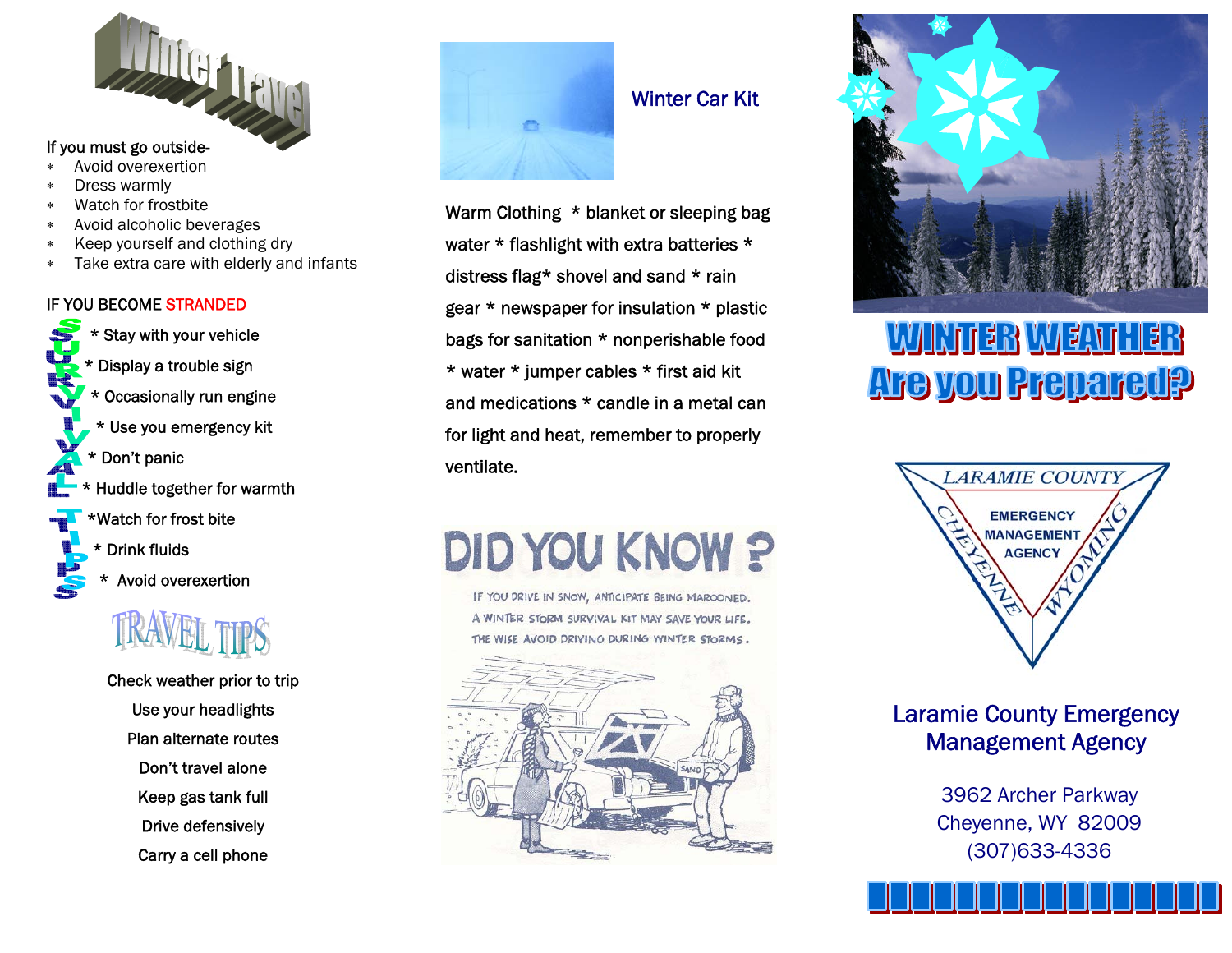# Winter Travel

If you must go outside-

- Avoid overexertion
- Dress warmly
- Watch for frostbite
- Avoid alcoholic beverages
- Keep yourself and clothing dry
- Take extra care with elderly and infants

IF YOU BECOME STRANDED

SURVIVAL TIPS

* Stay with your vehicle
* Display a trouble sign
* Occasionally run engine
* Use you emergency kit
* Don't panic
* Huddle together for warmth
* Watch for frost bite
* Drink fluids
* Avoid overexertion

## TRAVEL TIPS

Check weather prior to trip

Use your headlights

Plan alternate routes

Don't travel alone

Keep gas tank full

Drive defensively

Carry a cell phone

## Winter Car Kit

Warm Clothing * blanket or sleeping bag water * flashlight with extra batteries * distress flag* shovel and sand * rain gear * newspaper for insulation * plastic bags for sanitation * nonperishable food * water * jumper cables * first aid kit and medications * candle in a metal can for light and heat, remember to properly ventilate.

## DID YOU KNOW ?

IF YOU DRIVE IN SNOW, ANTICIPATE BEING MAROONED.
A WINTER STORM SURVIVAL KIT MAY SAVE YOUR LIFE.
THE WISE AVOID DRIVING DURING WINTER STORMS.

SAND

# WINTER WEATHER Are you Prepared?

LARAMIE COUNTY
CHEYENNE WYOMING
EMERGENCY MANAGEMENT AGENCY

Laramie County Emergency Management Agency

3962 Archer Parkway
Cheyenne, WY 82009
(307)633-4336